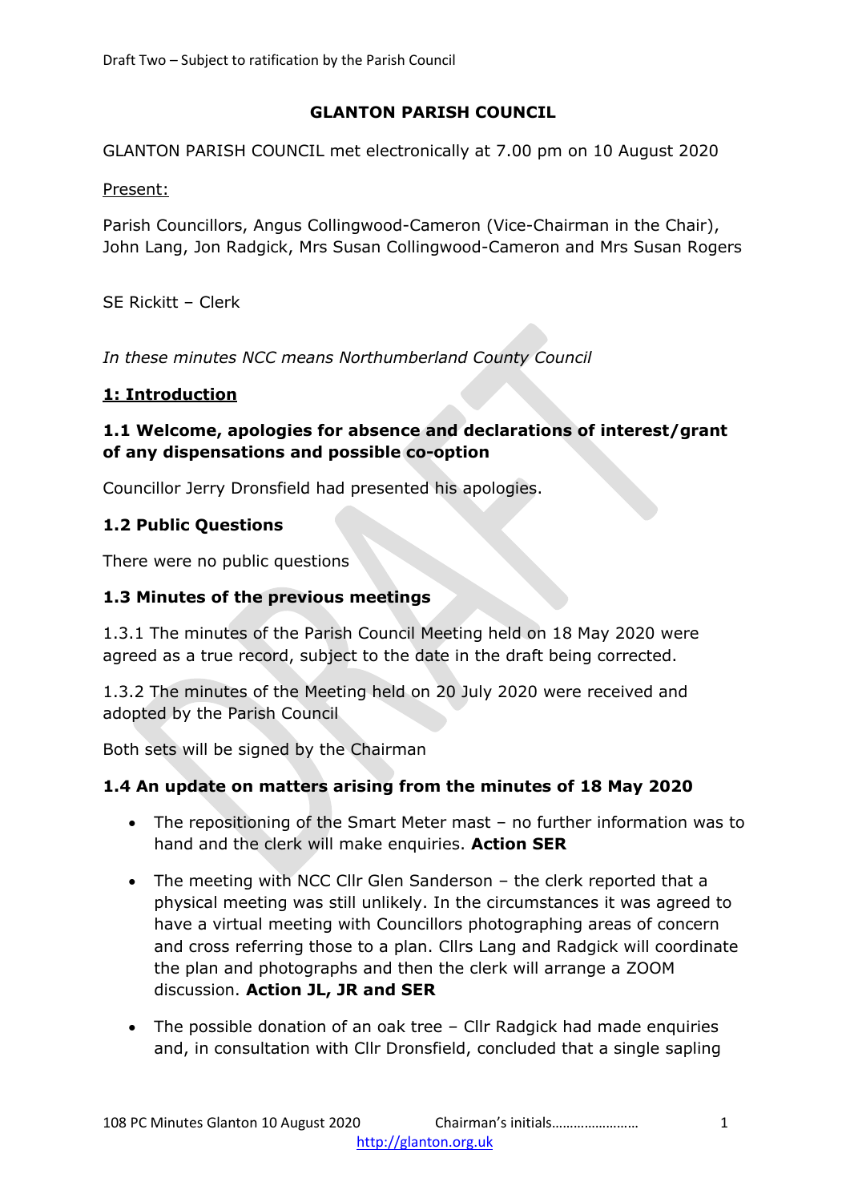Draft Two – Subject to ratification by the Parish Council

# GLANTON PARISH COUNCIL

GLANTON PARISH COUNCIL met electronically at 7.00 pm on 10 August 2020

Present:

Parish Councillors, Angus Collingwood-Cameron (Vice-Chairman in the Chair), John Lang, Jon Radgick, Mrs Susan Collingwood-Cameron and Mrs Susan Rogers

SE Rickitt – Clerk

*In these minutes NCC means Northumberland County Council*

## 1: Introduction

### 1.1 Welcome, apologies for absence and declarations of interest/grant of any dispensations and possible co-option

Councillor Jerry Dronsfield had presented his apologies.

### 1.2 Public Questions

There were no public questions

### 1.3 Minutes of the previous meetings

1.3.1 The minutes of the Parish Council Meeting held on 18 May 2020 were agreed as a true record, subject to the date in the draft being corrected.

1.3.2 The minutes of the Meeting held on 20 July 2020 were received and adopted by the Parish Council

Both sets will be signed by the Chairman

### 1.4 An update on matters arising from the minutes of 18 May 2020

- The repositioning of the Smart Meter mast – no further information was to hand and the clerk will make enquiries. **Action SER**
- The meeting with NCC Cllr Glen Sanderson – the clerk reported that a physical meeting was still unlikely. In the circumstances it was agreed to have a virtual meeting with Councillors photographing areas of concern and cross referring those to a plan. Cllrs Lang and Radgick will coordinate the plan and photographs and then the clerk will arrange a ZOOM discussion. **Action JL, JR and SER**
- The possible donation of an oak tree – Cllr Radgick had made enquiries and, in consultation with Cllr Dronsfield, concluded that a single sapling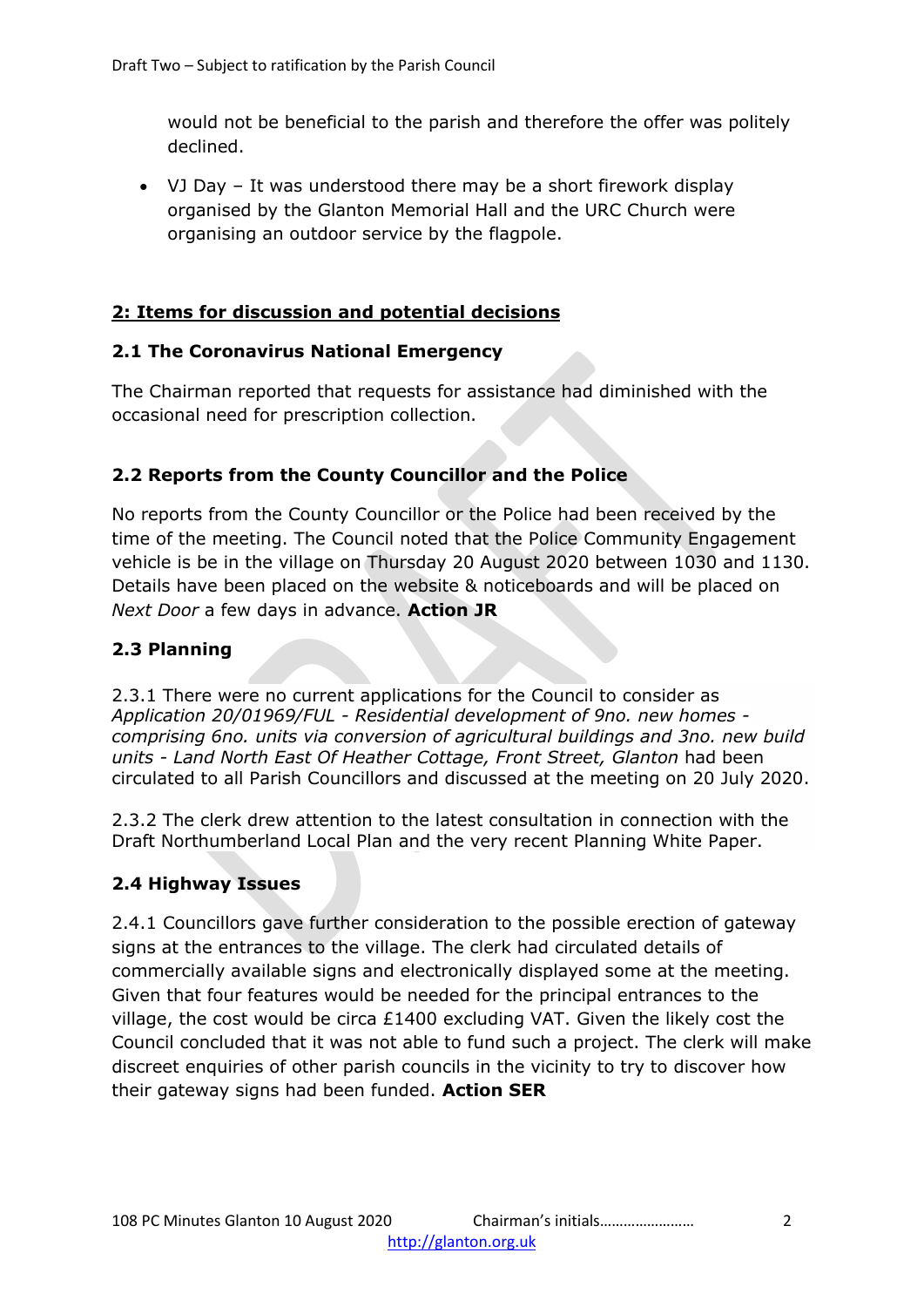would not be beneficial to the parish and therefore the offer was politely declined.

- VJ Day – It was understood there may be a short firework display organised by the Glanton Memorial Hall and the URC Church were organising an outdoor service by the flagpole.

## 2: Items for discussion and potential decisions

### 2.1 The Coronavirus National Emergency

The Chairman reported that requests for assistance had diminished with the occasional need for prescription collection.

### 2.2 Reports from the County Councillor and the Police

No reports from the County Councillor or the Police had been received by the time of the meeting. The Council noted that the Police Community Engagement vehicle is be in the village on Thursday 20 August 2020 between 1030 and 1130. Details have been placed on the website & noticeboards and will be placed on *Next Door* a few days in advance. **Action JR**

### 2.3 Planning

2.3.1 There were no current applications for the Council to consider as *Application 20/01969/FUL - Residential development of 9no. new homes - comprising 6no. units via conversion of agricultural buildings and 3no. new build units - Land North East Of Heather Cottage, Front Street, Glanton* had been circulated to all Parish Councillors and discussed at the meeting on 20 July 2020.

2.3.2 The clerk drew attention to the latest consultation in connection with the Draft Northumberland Local Plan and the very recent Planning White Paper.

### 2.4 Highway Issues

2.4.1 Councillors gave further consideration to the possible erection of gateway signs at the entrances to the village. The clerk had circulated details of commercially available signs and electronically displayed some at the meeting. Given that four features would be needed for the principal entrances to the village, the cost would be circa £1400 excluding VAT. Given the likely cost the Council concluded that it was not able to fund such a project. The clerk will make discreet enquiries of other parish councils in the vicinity to try to discover how their gateway signs had been funded. **Action SER**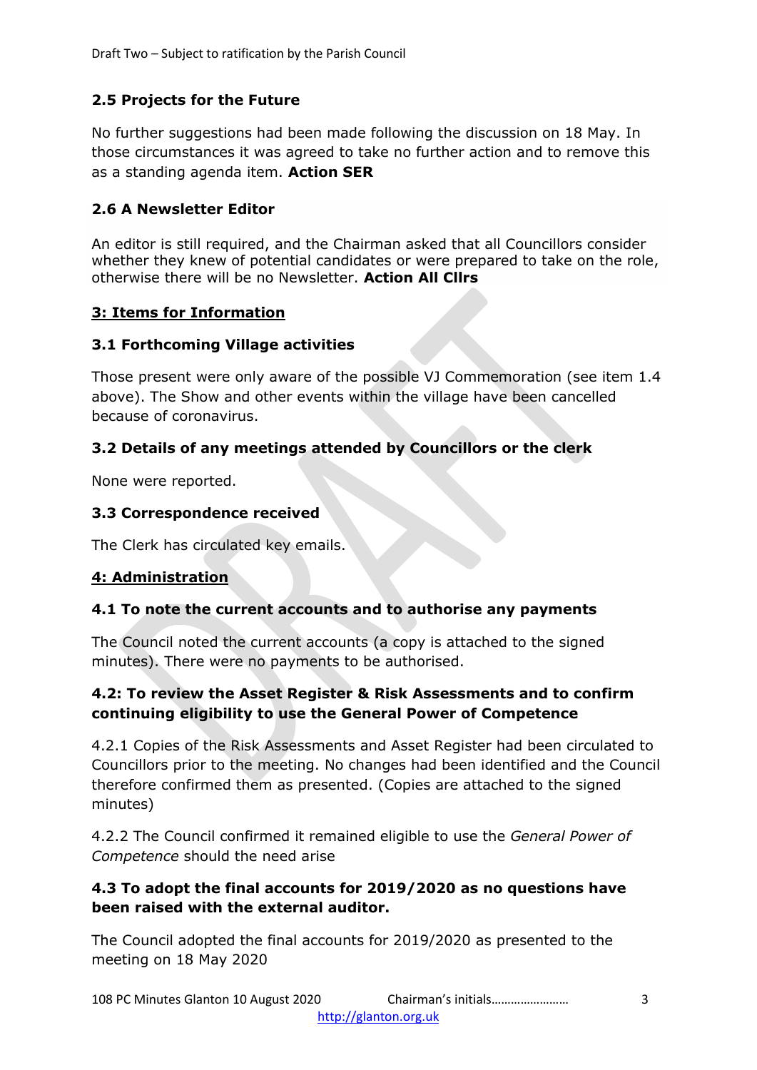**2.5 Projects for the Future**

No further suggestions had been made following the discussion on 18 May. In those circumstances it was agreed to take no further action and to remove this as a standing agenda item. **Action SER**

**2.6 A Newsletter Editor**

An editor is still required, and the Chairman asked that all Councillors consider whether they knew of potential candidates or were prepared to take on the role, otherwise there will be no Newsletter. **Action All Cllrs**

## 3: Items for Information

**3.1 Forthcoming Village activities**

Those present were only aware of the possible VJ Commemoration (see item 1.4 above). The Show and other events within the village have been cancelled because of coronavirus.

**3.2 Details of any meetings attended by Councillors or the clerk**

None were reported.

**3.3 Correspondence received**

The Clerk has circulated key emails.

## 4: Administration

**4.1 To note the current accounts and to authorise any payments**

The Council noted the current accounts (a copy is attached to the signed minutes). There were no payments to be authorised.

**4.2: To review the Asset Register & Risk Assessments and to confirm continuing eligibility to use the General Power of Competence**

4.2.1 Copies of the Risk Assessments and Asset Register had been circulated to Councillors prior to the meeting. No changes had been identified and the Council therefore confirmed them as presented. (Copies are attached to the signed minutes)

4.2.2 The Council confirmed it remained eligible to use the *General Power of Competence* should the need arise

**4.3 To adopt the final accounts for 2019/2020 as no questions have been raised with the external auditor.**

The Council adopted the final accounts for 2019/2020 as presented to the meeting on 18 May 2020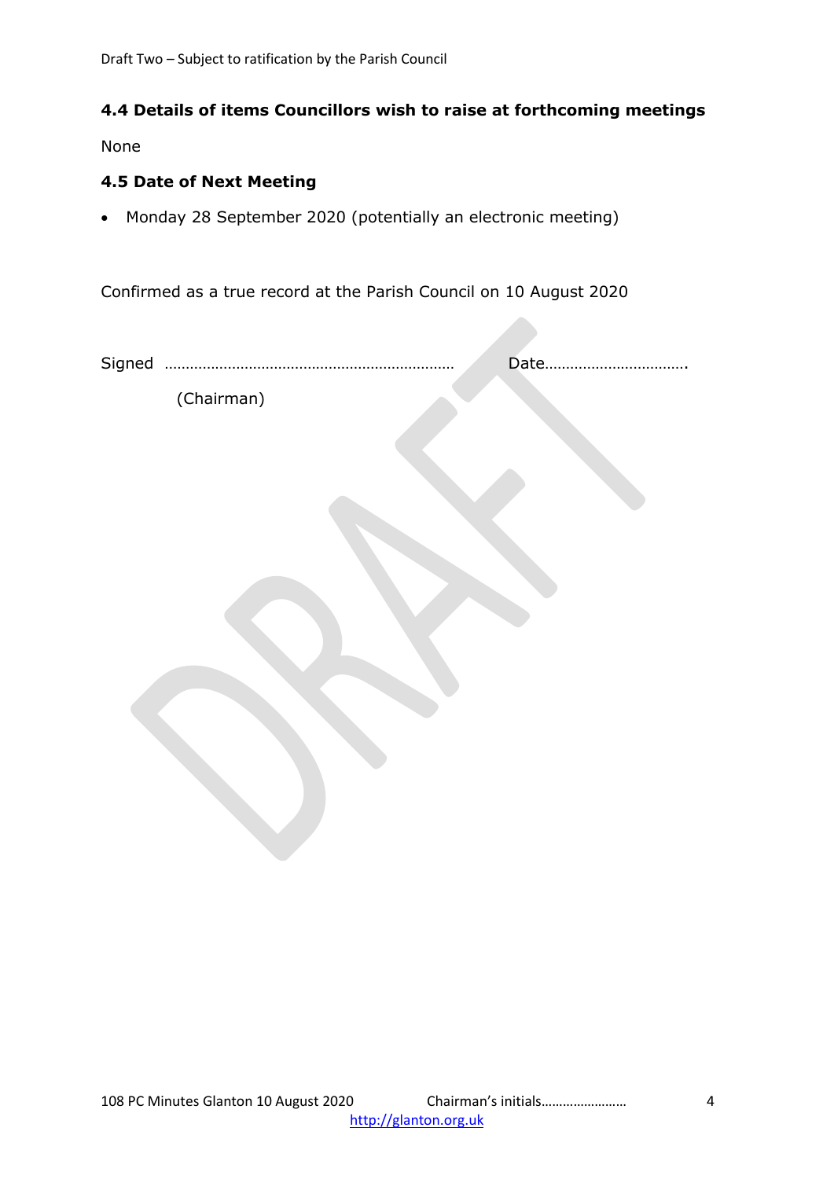### 4.4 Details of items Councillors wish to raise at forthcoming meetings

None

### 4.5 Date of Next Meeting

- Monday 28 September 2020 (potentially an electronic meeting)

Confirmed as a true record at the Parish Council on 10 August 2020

Signed ……………………………………………………………… Date…………………………….

(Chairman)

Chairman's initials……………………